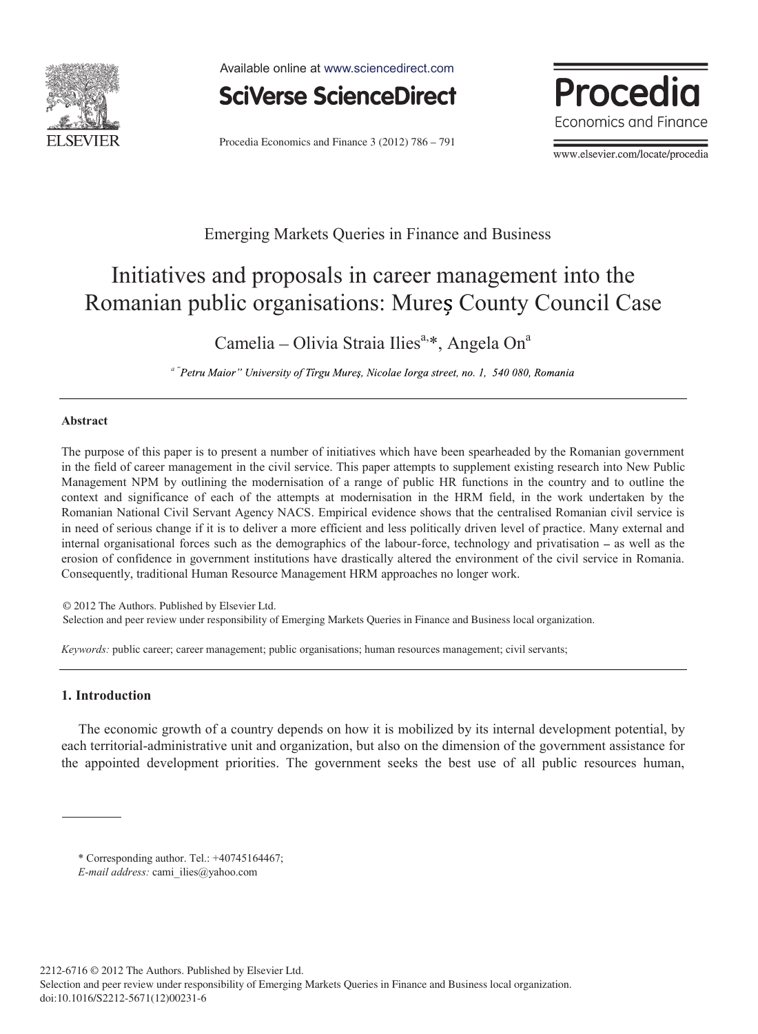Emerging Markets Queries in Finance and Business

# Initiatives and proposals in career management into the Romanian public organisations: Mureș County Council Case

Camelia – Olivia Straia Ilies[a,*], Angela On[a]

[a] "Petru Maior" University of Tîrgu Mureș, Nicolae Iorga street, no. 1, 540 080, Romania

## Abstract

The purpose of this paper is to present a number of initiatives which have been spearheaded by the Romanian government in the field of career management in the civil service. This paper attempts to supplement existing research into New Public Management NPM by outlining the modernisation of a range of public HR functions in the country and to outline the context and significance of each of the attempts at modernisation in the HRM field, in the work undertaken by the Romanian National Civil Servant Agency NACS. Empirical evidence shows that the centralised Romanian civil service is in need of serious change if it is to deliver a more efficient and less politically driven level of practice. Many external and internal organisational forces such as the demographics of the labour-force, technology and privatisation – as well as the erosion of confidence in government institutions have drastically altered the environment of the civil service in Romania. Consequently, traditional Human Resource Management HRM approaches no longer work.

© 2012 The Authors. Published by Elsevier Ltd.
Selection and peer review under responsibility of Emerging Markets Queries in Finance and Business local organization.

*Keywords:* public career; career management; public organisations; human resources management; civil servants;

## 1. Introduction

The economic growth of a country depends on how it is mobilized by its internal development potential, by each territorial-administrative unit and organization, but also on the dimension of the government assistance for the appointed development priorities. The government seeks the best use of all public resources human,

---

\* Corresponding author. Tel.: +40745164467;
*E-mail address:* cami_ilies@yahoo.com

2212-6716 © 2012 The Authors. Published by Elsevier Ltd.
Selection and peer review under responsibility of Emerging Markets Queries in Finance and Business local organization.
doi:10.1016/S2212-5671(12)00231-6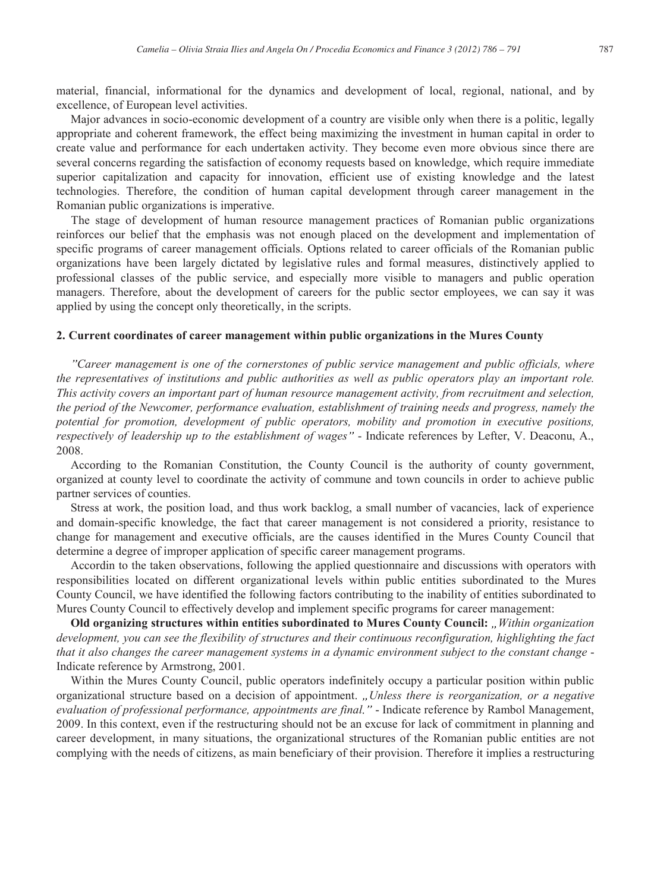material, financial, informational for the dynamics and development of local, regional, national, and by excellence, of European level activities.

Major advances in socio-economic development of a country are visible only when there is a politic, legally appropriate and coherent framework, the effect being maximizing the investment in human capital in order to create value and performance for each undertaken activity. They become even more obvious since there are several concerns regarding the satisfaction of economy requests based on knowledge, which require immediate superior capitalization and capacity for innovation, efficient use of existing knowledge and the latest technologies. Therefore, the condition of human capital development through career management in the Romanian public organizations is imperative.

The stage of development of human resource management practices of Romanian public organizations reinforces our belief that the emphasis was not enough placed on the development and implementation of specific programs of career management officials. Options related to career officials of the Romanian public organizations have been largely dictated by legislative rules and formal measures, distinctively applied to professional classes of the public service, and especially more visible to managers and public operation managers. Therefore, about the development of careers for the public sector employees, we can say it was applied by using the concept only theoretically, in the scripts.

## 2. Current coordinates of career management within public organizations in the Mures County

*"Career management is one of the cornerstones of public service management and public officials, where the representatives of institutions and public authorities as well as public operators play an important role. This activity covers an important part of human resource management activity, from recruitment and selection, the period of the Newcomer, performance evaluation, establishment of training needs and progress, namely the potential for promotion, development of public operators, mobility and promotion in executive positions, respectively of leadership up to the establishment of wages"* - Indicate references by Lefter, V. Deaconu, A., 2008.

According to the Romanian Constitution, the County Council is the authority of county government, organized at county level to coordinate the activity of commune and town councils in order to achieve public partner services of counties.

Stress at work, the position load, and thus work backlog, a small number of vacancies, lack of experience and domain-specific knowledge, the fact that career management is not considered a priority, resistance to change for management and executive officials, are the causes identified in the Mures County Council that determine a degree of improper application of specific career management programs.

Accordin to the taken observations, following the applied questionnaire and discussions with operators with responsibilities located on different organizational levels within public entities subordinated to the Mures County Council, we have identified the following factors contributing to the inability of entities subordinated to Mures County Council to effectively develop and implement specific programs for career management:

**Old organizing structures within entities subordinated to Mures County Council:** *„Within organization development, you can see the flexibility of structures and their continuous reconfiguration, highlighting the fact that it also changes the career management systems in a dynamic environment subject to the constant change* - Indicate reference by Armstrong, 2001.

Within the Mures County Council, public operators indefinitely occupy a particular position within public organizational structure based on a decision of appointment. *„Unless there is reorganization, or a negative evaluation of professional performance, appointments are final."* - Indicate reference by Rambol Management, 2009. In this context, even if the restructuring should not be an excuse for lack of commitment in planning and career development, in many situations, the organizational structures of the Romanian public entities are not complying with the needs of citizens, as main beneficiary of their provision. Therefore it implies a restructuring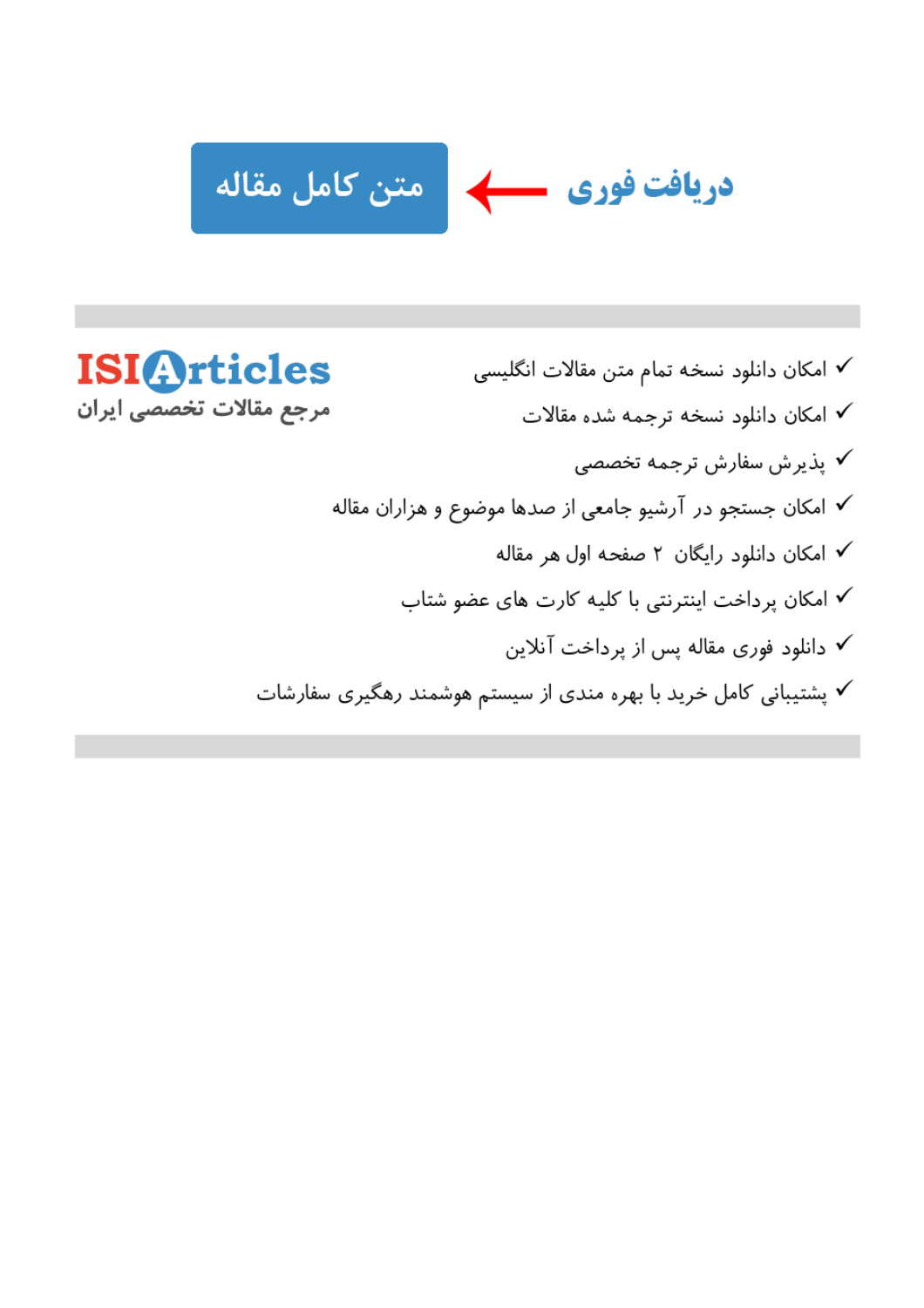دریافت فوری ← متن کامل مقاله

**ISIArticles**
مرجع مقالات تخصصی ایران

- ✓ امکان دانلود نسخه تمام متن مقالات انگلیسی
- ✓ امکان دانلود نسخه ترجمه شده مقالات
- ✓ پذیرش سفارش ترجمه تخصصی
- ✓ امکان جستجو در آرشیو جامعی از صدها موضوع و هزاران مقاله
- ✓ امکان دانلود رایگان ۲ صفحه اول هر مقاله
- ✓ امکان پرداخت اینترنتی با کلیه کارت های عضو شتاب
- ✓ دانلود فوری مقاله پس از پرداخت آنلاین
- ✓ پشتیبانی کامل خرید با بهره مندی از سیستم هوشمند رهگیری سفارشات